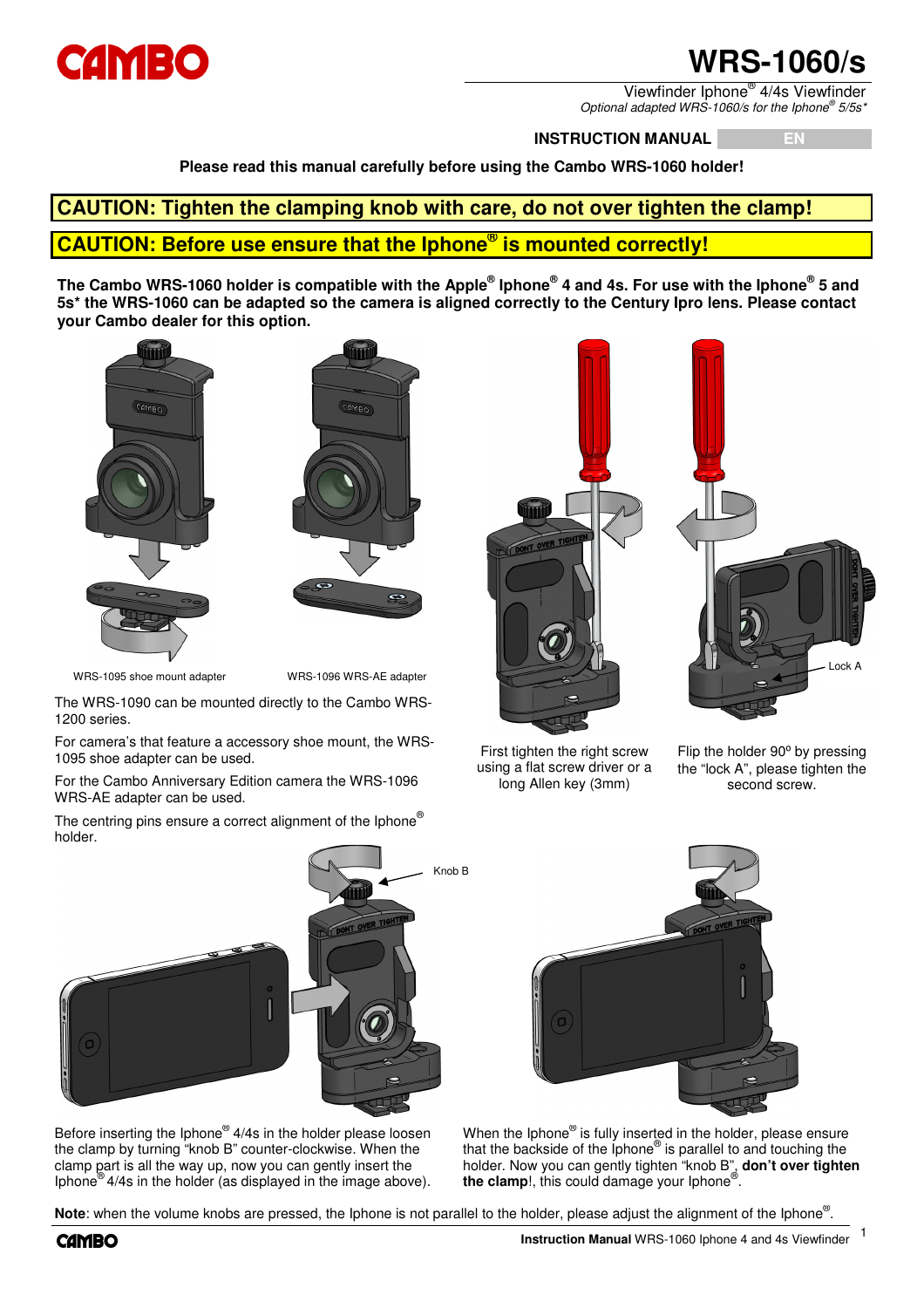# WRS-1060/s

Viewfinder Iphone® 4/4s Viewfinder
*Optional adapted WRS-1060/s for the Iphone® 5/5s**

**INSTRUCTION MANUAL** EN

**Please read this manual carefully before using the Cambo WRS-1060 holder!**

**CAUTION: Tighten the clamping knob with care, do not over tighten the clamp!**

**CAUTION: Before use ensure that the Iphone® is mounted correctly!**

**The Cambo WRS-1060 holder is compatible with the Apple® Iphone® 4 and 4s. For use with the Iphone® 5 and 5s* the WRS-1060 can be adapted so the camera is aligned correctly to the Century Ipro lens. Please contact your Cambo dealer for this option.**

WRS-1095 shoe mount adapter

WRS-1096 WRS-AE adapter

The WRS-1090 can be mounted directly to the Cambo WRS-1200 series.

For camera's that feature a accessory shoe mount, the WRS-1095 shoe adapter can be used.

For the Cambo Anniversary Edition camera the WRS-1096 WRS-AE adapter can be used.

The centring pins ensure a correct alignment of the Iphone® holder.

First tighten the right screw using a flat screw driver or a long Allen key (3mm)

Lock A

Flip the holder 90º by pressing the "lock A", please tighten the second screw.

Knob B

Before inserting the Iphone® 4/4s in the holder please loosen the clamp by turning "knob B" counter-clockwise. When the clamp part is all the way up, now you can gently insert the Iphone® 4/4s in the holder (as displayed in the image above).

When the Iphone® is fully inserted in the holder, please ensure that the backside of the Iphone® is parallel to and touching the holder. Now you can gently tighten "knob B", **don't over tighten the clamp**!, this could damage your Iphone®.

**Note**: when the volume knobs are pressed, the Iphone is not parallel to the holder, please adjust the alignment of the Iphone®.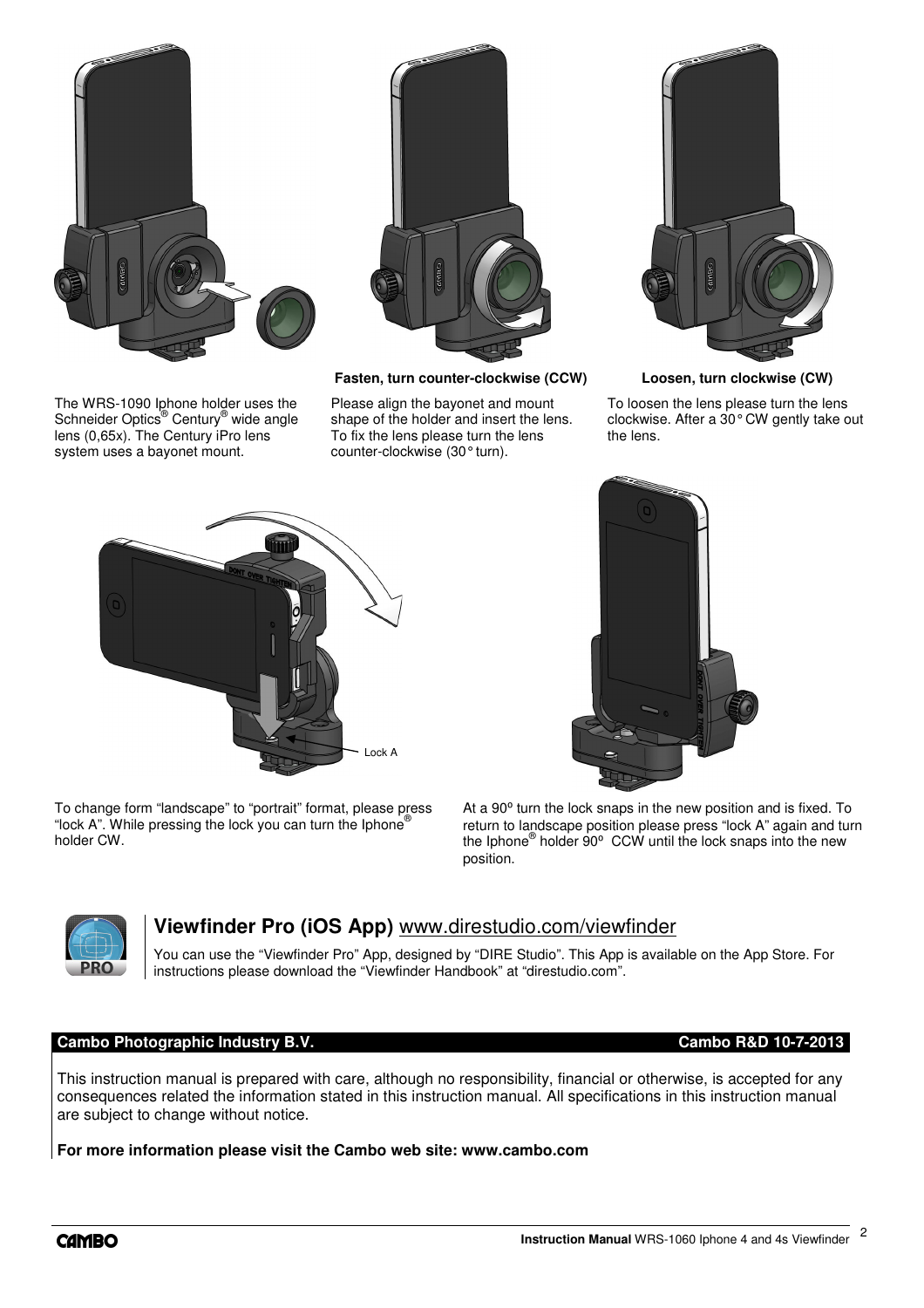The WRS-1090 Iphone holder uses the Schneider Optics® Century® wide angle lens (0,65x). The Century iPro lens system uses a bayonet mount.

**Fasten, turn counter-clockwise (CCW)**

Please align the bayonet and mount shape of the holder and insert the lens. To fix the lens please turn the lens counter-clockwise (30° turn).

**Loosen, turn clockwise (CW)**

To loosen the lens please turn the lens clockwise. After a 30° CW gently take out the lens.

Lock A

To change form "landscape" to "portrait" format, please press "lock A". While pressing the lock you can turn the Iphone® holder CW.

At a 90º turn the lock snaps in the new position and is fixed. To return to landscape position please press "lock A" again and turn the Iphone® holder 90º CCW until the lock snaps into the new position.

## Viewfinder Pro (iOS App) www.direstudio.com/viewfinder

You can use the "Viewfinder Pro" App, designed by "DIRE Studio". This App is available on the App Store. For instructions please download the "Viewfinder Handbook" at "direstudio.com".

**Cambo Photographic Industry B.V.** **Cambo R&D 10-7-2013**

This instruction manual is prepared with care, although no responsibility, financial or otherwise, is accepted for any consequences related the information stated in this instruction manual. All specifications in this instruction manual are subject to change without notice.

**For more information please visit the Cambo web site: www.cambo.com**